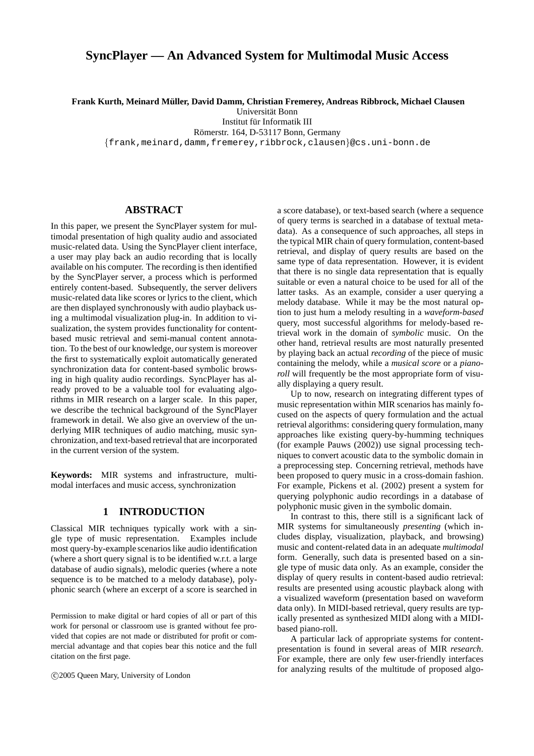# SyncPlayer — An Advanced System for Multimodal Music Access

**Frank Kurth, Meinard Müller, David Damm, Christian Fremerey, Andreas Ribbrock, Michael Clausen**
Universität Bonn
Institut für Informatik III
Römerstr. 164, D-53117 Bonn, Germany
{frank,meinard,damm,fremerey,ribbrock,clausen}@cs.uni-bonn.de

## ABSTRACT

In this paper, we present the SyncPlayer system for multimodal presentation of high quality audio and associated music-related data. Using the SyncPlayer client interface, a user may play back an audio recording that is locally available on his computer. The recording is then identified by the SyncPlayer server, a process which is performed entirely content-based. Subsequently, the server delivers music-related data like scores or lyrics to the client, which are then displayed synchronously with audio playback using a multimodal visualization plug-in. In addition to visualization, the system provides functionality for content-based music retrieval and semi-manual content annotation. To the best of our knowledge, our system is moreover the first to systematically exploit automatically generated synchronization data for content-based symbolic browsing in high quality audio recordings. SyncPlayer has already proved to be a valuable tool for evaluating algorithms in MIR research on a larger scale. In this paper, we describe the technical background of the SyncPlayer framework in detail. We also give an overview of the underlying MIR techniques of audio matching, music synchronization, and text-based retrieval that are incorporated in the current version of the system.

**Keywords:** MIR systems and infrastructure, multimodal interfaces and music access, synchronization

## 1 INTRODUCTION

Classical MIR techniques typically work with a single type of music representation. Examples include most query-by-example scenarios like audio identification (where a short query signal is to be identified w.r.t. a large database of audio signals), melodic queries (where a note sequence is to be matched to a melody database), polyphonic search (where an excerpt of a score is searched in a score database), or text-based search (where a sequence of query terms is searched in a database of textual metadata). As a consequence of such approaches, all steps in the typical MIR chain of query formulation, content-based retrieval, and display of query results are based on the same type of data representation. However, it is evident that there is no single data representation that is equally suitable or even a natural choice to be used for all of the latter tasks. As an example, consider a user querying a melody database. While it may be the most natural option to just hum a melody resulting in a *waveform-based* query, most successful algorithms for melody-based retrieval work in the domain of *symbolic* music. On the other hand, retrieval results are most naturally presented by playing back an actual *recording* of the piece of music containing the melody, while a *musical score* or a *piano-roll* will frequently be the most appropriate form of visually displaying a query result.

Up to now, research on integrating different types of music representation within MIR scenarios has mainly focused on the aspects of query formulation and the actual retrieval algorithms: considering query formulation, many approaches like existing query-by-humming techniques (for example Pauws (2002)) use signal processing techniques to convert acoustic data to the symbolic domain in a preprocessing step. Concerning retrieval, methods have been proposed to query music in a cross-domain fashion. For example, Pickens et al. (2002) present a system for querying polyphonic audio recordings in a database of polyphonic music given in the symbolic domain.

In contrast to this, there still is a significant lack of MIR systems for simultaneously *presenting* (which includes display, visualization, playback, and browsing) music and content-related data in an adequate *multimodal* form. Generally, such data is presented based on a single type of music data only. As an example, consider the display of query results in content-based audio retrieval: results are presented using acoustic playback along with a visualized waveform (presentation based on waveform data only). In MIDI-based retrieval, query results are typically presented as synthesized MIDI along with a MIDI-based piano-roll.

A particular lack of appropriate systems for content-presentation is found in several areas of MIR *research*. For example, there are only few user-friendly interfaces for analyzing results of the multitude of proposed algo-

Permission to make digital or hard copies of all or part of this work for personal or classroom use is granted without fee provided that copies are not made or distributed for profit or commercial advantage and that copies bear this notice and the full citation on the first page.

©2005 Queen Mary, University of London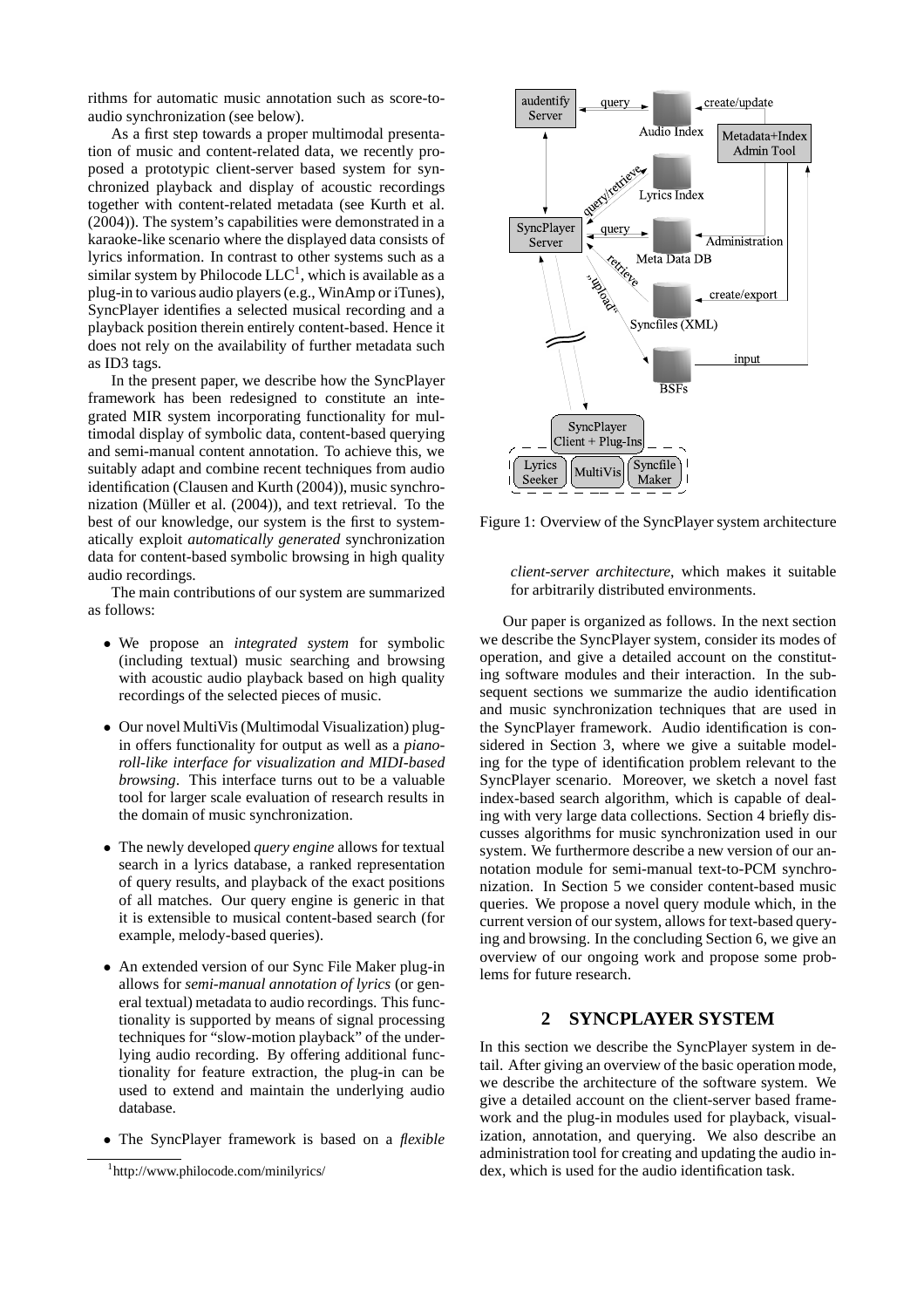rithms for automatic music annotation such as score-to-audio synchronization (see below).

As a first step towards a proper multimodal presentation of music and content-related data, we recently proposed a prototypic client-server based system for synchronized playback and display of acoustic recordings together with content-related metadata (see Kurth et al. (2004)). The system's capabilities were demonstrated in a karaoke-like scenario where the displayed data consists of lyrics information. In contrast to other systems such as a similar system by Philocode LLC[1], which is available as a plug-in to various audio players (e.g., WinAmp or iTunes), SyncPlayer identifies a selected musical recording and a playback position therein entirely content-based. Hence it does not rely on the availability of further metadata such as ID3 tags.

In the present paper, we describe how the SyncPlayer framework has been redesigned to constitute an integrated MIR system incorporating functionality for multimodal display of symbolic data, content-based querying and semi-manual content annotation. To achieve this, we suitably adapt and combine recent techniques from audio identification (Clausen and Kurth (2004)), music synchronization (Müller et al. (2004)), and text retrieval. To the best of our knowledge, our system is the first to systematically exploit *automatically generated* synchronization data for content-based symbolic browsing in high quality audio recordings.

The main contributions of our system are summarized as follows:

- We propose an *integrated system* for symbolic (including textual) music searching and browsing with acoustic audio playback based on high quality recordings of the selected pieces of music.
- Our novel MultiVis (Multimodal Visualization) plug-in offers functionality for output as well as a *piano-roll-like interface for visualization and MIDI-based browsing*. This interface turns out to be a valuable tool for larger scale evaluation of research results in the domain of music synchronization.
- The newly developed *query engine* allows for textual search in a lyrics database, a ranked representation of query results, and playback of the exact positions of all matches. Our query engine is generic in that it is extensible to musical content-based search (for example, melody-based queries).
- An extended version of our Sync File Maker plug-in allows for *semi-manual annotation of lyrics* (or general textual) metadata to audio recordings. This functionality is supported by means of signal processing techniques for "slow-motion playback" of the underlying audio recording. By offering additional functionality for feature extraction, the plug-in can be used to extend and maintain the underlying audio database.
- The SyncPlayer framework is based on a *flexible client-server architecture*, which makes it suitable for arbitrarily distributed environments.

[1] http://www.philocode.com/minilyrics/

Figure 1: Overview of the SyncPlayer system architecture

Our paper is organized as follows. In the next section we describe the SyncPlayer system, consider its modes of operation, and give a detailed account on the constituting software modules and their interaction. In the subsequent sections we summarize the audio identification and music synchronization techniques that are used in the SyncPlayer framework. Audio identification is considered in Section 3, where we give a suitable modeling for the type of identification problem relevant to the SyncPlayer scenario. Moreover, we sketch a novel fast index-based search algorithm, which is capable of dealing with very large data collections. Section 4 briefly discusses algorithms for music synchronization used in our system. We furthermore describe a new version of our annotation module for semi-manual text-to-PCM synchronization. In Section 5 we consider content-based music queries. We propose a novel query module which, in the current version of our system, allows for text-based querying and browsing. In the concluding Section 6, we give an overview of our ongoing work and propose some problems for future research.

## 2 SYNCPLAYER SYSTEM

In this section we describe the SyncPlayer system in detail. After giving an overview of the basic operation mode, we describe the architecture of the software system. We give a detailed account on the client-server based framework and the plug-in modules used for playback, visualization, annotation, and querying. We also describe an administration tool for creating and updating the audio index, which is used for the audio identification task.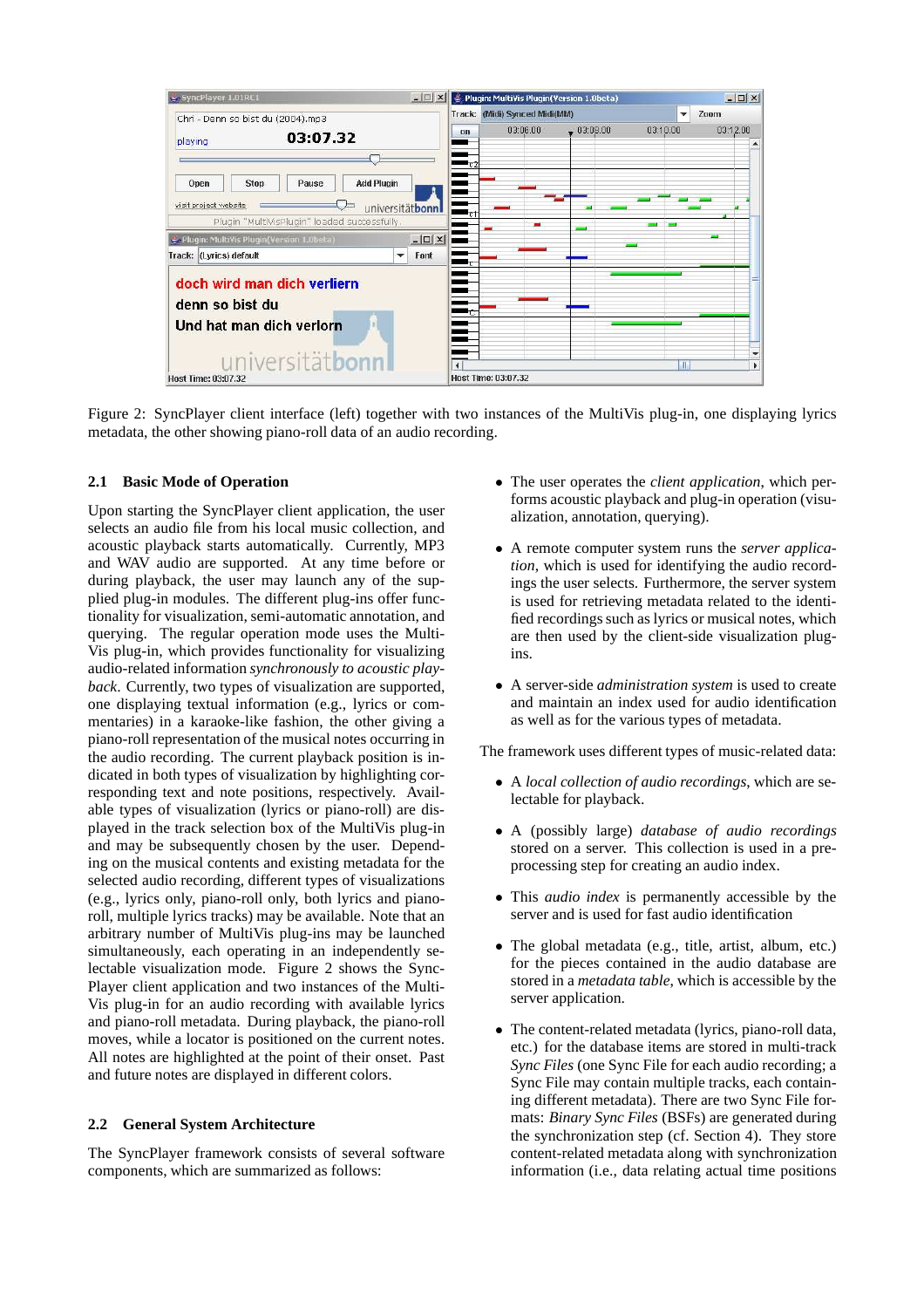Figure 2: SyncPlayer client interface (left) together with two instances of the MultiVis plug-in, one displaying lyrics metadata, the other showing piano-roll data of an audio recording.

### 2.1 Basic Mode of Operation

Upon starting the SyncPlayer client application, the user selects an audio file from his local music collection, and acoustic playback starts automatically. Currently, MP3 and WAV audio are supported. At any time before or during playback, the user may launch any of the supplied plug-in modules. The different plug-ins offer functionality for visualization, semi-automatic annotation, and querying. The regular operation mode uses the MultiVis plug-in, which provides functionality for visualizing audio-related information *synchronously to acoustic playback*. Currently, two types of visualization are supported, one displaying textual information (e.g., lyrics or commentaries) in a karaoke-like fashion, the other giving a piano-roll representation of the musical notes occurring in the audio recording. The current playback position is indicated in both types of visualization by highlighting corresponding text and note positions, respectively. Available types of visualization (lyrics or piano-roll) are displayed in the track selection box of the MultiVis plug-in and may be subsequently chosen by the user. Depending on the musical contents and existing metadata for the selected audio recording, different types of visualizations (e.g., lyrics only, piano-roll only, both lyrics and piano-roll, multiple lyrics tracks) may be available. Note that an arbitrary number of MultiVis plug-ins may be launched simultaneously, each operating in an independently selectable visualization mode. Figure 2 shows the SyncPlayer client application and two instances of the MultiVis plug-in for an audio recording with available lyrics and piano-roll metadata. During playback, the piano-roll moves, while a locator is positioned on the current notes. All notes are highlighted at the point of their onset. Past and future notes are displayed in different colors.

### 2.2 General System Architecture

The SyncPlayer framework consists of several software components, which are summarized as follows:

- The user operates the *client application*, which performs acoustic playback and plug-in operation (visualization, annotation, querying).
- A remote computer system runs the *server application*, which is used for identifying the audio recordings the user selects. Furthermore, the server system is used for retrieving metadata related to the identified recordings such as lyrics or musical notes, which are then used by the client-side visualization plug-ins.
- A server-side *administration system* is used to create and maintain an index used for audio identification as well as for the various types of metadata.

The framework uses different types of music-related data:

- A *local collection of audio recordings*, which are selectable for playback.
- A (possibly large) *database of audio recordings* stored on a server. This collection is used in a preprocessing step for creating an audio index.
- This *audio index* is permanently accessible by the server and is used for fast audio identification
- The global metadata (e.g., title, artist, album, etc.) for the pieces contained in the audio database are stored in a *metadata table*, which is accessible by the server application.
- The content-related metadata (lyrics, piano-roll data, etc.) for the database items are stored in multi-track *Sync Files* (one Sync File for each audio recording; a Sync File may contain multiple tracks, each containing different metadata). There are two Sync File formats: *Binary Sync Files* (BSFs) are generated during the synchronization step (cf. Section 4). They store content-related metadata along with synchronization information (i.e., data relating actual time positions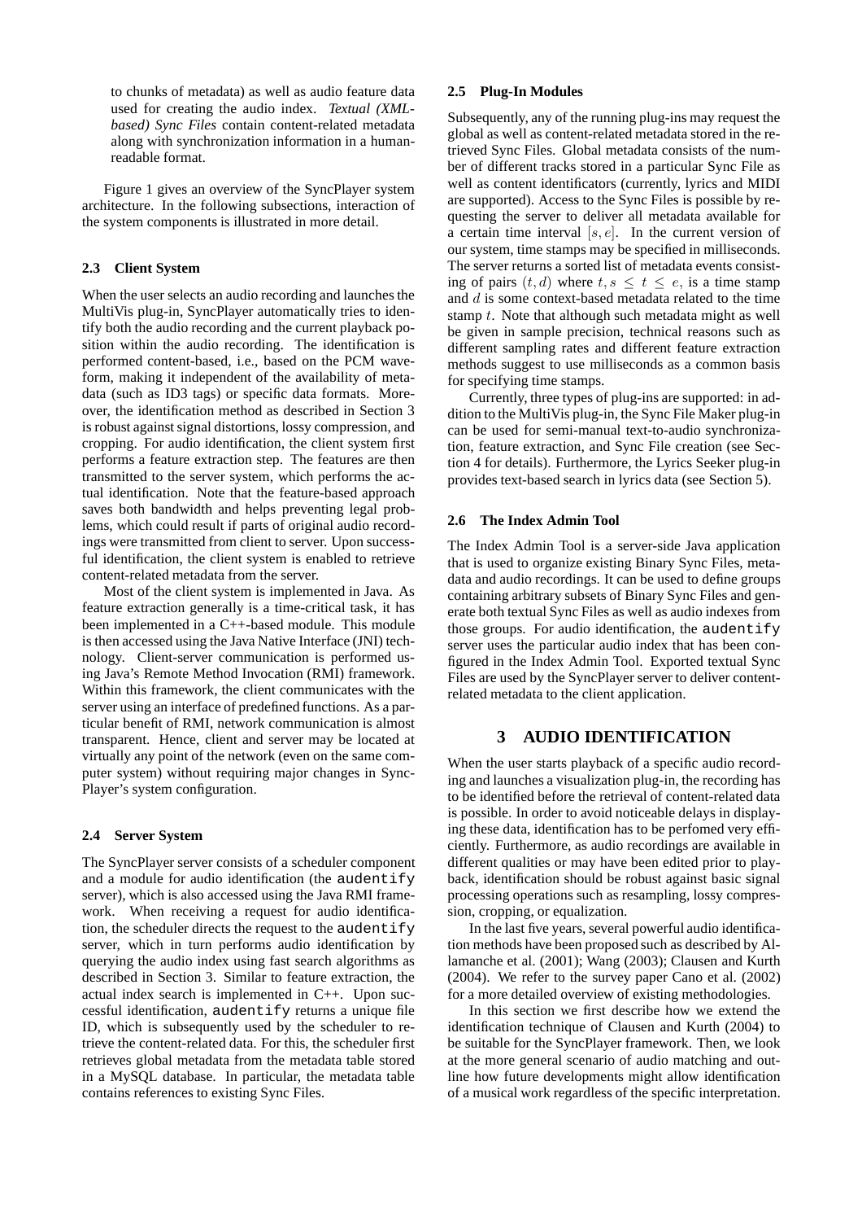to chunks of metadata) as well as audio feature data used for creating the audio index. *Textual (XML-based) Sync Files* contain content-related metadata along with synchronization information in a human-readable format.

Figure 1 gives an overview of the SyncPlayer system architecture. In the following subsections, interaction of the system components is illustrated in more detail.

### 2.3 Client System

When the user selects an audio recording and launches the MultiVis plug-in, SyncPlayer automatically tries to identify both the audio recording and the current playback position within the audio recording. The identification is performed content-based, i.e., based on the PCM waveform, making it independent of the availability of metadata (such as ID3 tags) or specific data formats. Moreover, the identification method as described in Section 3 is robust against signal distortions, lossy compression, and cropping. For audio identification, the client system first performs a feature extraction step. The features are then transmitted to the server system, which performs the actual identification. Note that the feature-based approach saves both bandwidth and helps preventing legal problems, which could result if parts of original audio recordings were transmitted from client to server. Upon successful identification, the client system is enabled to retrieve content-related metadata from the server.

Most of the client system is implemented in Java. As feature extraction generally is a time-critical task, it has been implemented in a C++-based module. This module is then accessed using the Java Native Interface (JNI) technology. Client-server communication is performed using Java's Remote Method Invocation (RMI) framework. Within this framework, the client communicates with the server using an interface of predefined functions. As a particular benefit of RMI, network communication is almost transparent. Hence, client and server may be located at virtually any point of the network (even on the same computer system) without requiring major changes in SyncPlayer's system configuration.

### 2.4 Server System

The SyncPlayer server consists of a scheduler component and a module for audio identification (the `audentify` server), which is also accessed using the Java RMI framework. When receiving a request for audio identification, the scheduler directs the request to the `audentify` server, which in turn performs audio identification by querying the audio index using fast search algorithms as described in Section 3. Similar to feature extraction, the actual index search is implemented in C++. Upon successful identification, `audentify` returns a unique file ID, which is subsequently used by the scheduler to retrieve the content-related data. For this, the scheduler first retrieves global metadata from the metadata table stored in a MySQL database. In particular, the metadata table contains references to existing Sync Files.

### 2.5 Plug-In Modules

Subsequently, any of the running plug-ins may request the global as well as content-related metadata stored in the retrieved Sync Files. Global metadata consists of the number of different tracks stored in a particular Sync File as well as content identificators (currently, lyrics and MIDI are supported). Access to the Sync Files is possible by requesting the server to deliver all metadata available for a certain time interval $[s, e]$. In the current version of our system, time stamps may be specified in milliseconds. The server returns a sorted list of metadata events consisting of pairs $(t, d)$ where $t, s \leq t \leq e$, is a time stamp and $d$ is some context-based metadata related to the time stamp $t$. Note that although such metadata might as well be given in sample precision, technical reasons such as different sampling rates and different feature extraction methods suggest to use milliseconds as a common basis for specifying time stamps.

Currently, three types of plug-ins are supported: in addition to the MultiVis plug-in, the Sync File Maker plug-in can be used for semi-manual text-to-audio synchronization, feature extraction, and Sync File creation (see Section 4 for details). Furthermore, the Lyrics Seeker plug-in provides text-based search in lyrics data (see Section 5).

### 2.6 The Index Admin Tool

The Index Admin Tool is a server-side Java application that is used to organize existing Binary Sync Files, metadata and audio recordings. It can be used to define groups containing arbitrary subsets of Binary Sync Files and generate both textual Sync Files as well as audio indexes from those groups. For audio identification, the `audentify` server uses the particular audio index that has been configured in the Index Admin Tool. Exported textual Sync Files are used by the SyncPlayer server to deliver content-related metadata to the client application.

## 3 AUDIO IDENTIFICATION

When the user starts playback of a specific audio recording and launches a visualization plug-in, the recording has to be identified before the retrieval of content-related data is possible. In order to avoid noticeable delays in displaying these data, identification has to be perfomed very efficiently. Furthermore, as audio recordings are available in different qualities or may have been edited prior to playback, identification should be robust against basic signal processing operations such as resampling, lossy compression, cropping, or equalization.

In the last five years, several powerful audio identification methods have been proposed such as described by Allamanche et al. (2001); Wang (2003); Clausen and Kurth (2004). We refer to the survey paper Cano et al. (2002) for a more detailed overview of existing methodologies.

In this section we first describe how we extend the identification technique of Clausen and Kurth (2004) to be suitable for the SyncPlayer framework. Then, we look at the more general scenario of audio matching and outline how future developments might allow identification of a musical work regardless of the specific interpretation.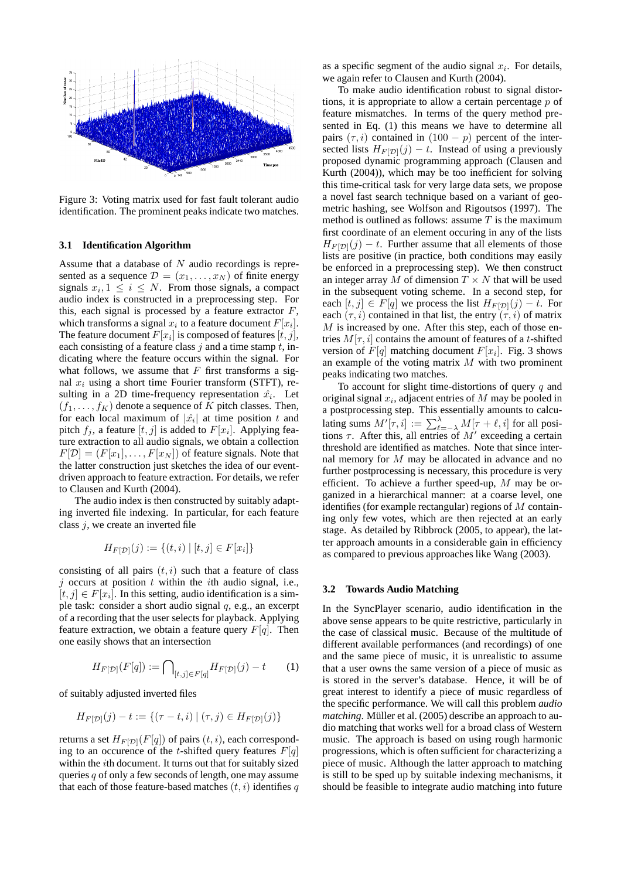Figure 3: Voting matrix used for fast fault tolerant audio identification. The prominent peaks indicate two matches.

### 3.1 Identification Algorithm

Assume that a database of $N$ audio recordings is represented as a sequence $\mathcal{D} = (x_1, \ldots, x_N)$ of finite energy signals $x_i, 1 \leq i \leq N$. From those signals, a compact audio index is constructed in a preprocessing step. For this, each signal is processed by a feature extractor $F$, which transforms a signal $x_i$ to a feature document $F[x_i]$. The feature document $F[x_i]$ is composed of features $[t, j]$, each consisting of a feature class $j$ and a time stamp $t$, indicating where the feature occurs within the signal. For what follows, we assume that $F$ first transforms a signal $x_i$ using a short time Fourier transform (STFT), resulting in a 2D time-frequency representation $\hat{x_i}$. Let $(f_1, \ldots, f_K)$ denote a sequence of $K$ pitch classes. Then, for each local maximum of $|\hat{x_i}|$ at time position $t$ and pitch $f_j$, a feature $[t, j]$ is added to $F[x_i]$. Applying feature extraction to all audio signals, we obtain a collection $F[\mathcal{D}] = (F[x_1], \ldots, F[x_N])$ of feature signals. Note that the latter construction just sketches the idea of our event-driven approach to feature extraction. For details, we refer to Clausen and Kurth (2004).

The audio index is then constructed by suitably adapting inverted file indexing. In particular, for each feature class $j$, we create an inverted file

$$H_{F[\mathcal{D}]}(j) := \{(t, i) \mid [t, j] \in F[x_i]\}$$

consisting of all pairs $(t, i)$ such that a feature of class $j$ occurs at position $t$ within the $i$th audio signal, i.e., $[t, j] \in F[x_i]$. In this setting, audio identification is a simple task: consider a short audio signal $q$, e.g., an excerpt of a recording that the user selects for playback. Applying feature extraction, we obtain a feature query $F[q]$. Then one easily shows that an intersection

$$H_{F[\mathcal{D}]}(F[q]) := \bigcap_{[t,j] \in F[q]} H_{F[\mathcal{D}]}(j) - t \qquad (1)$$

of suitably adjusted inverted files

$$H_{F[\mathcal{D}]}(j) - t := \{(\tau - t, i) \mid (\tau, j) \in H_{F[\mathcal{D}]}(j)\}$$

returns a set $H_{F[\mathcal{D}]}(F[q])$ of pairs $(t, i)$, each corresponding to an occurence of the $t$-shifted query features $F[q]$ within the $i$th document. It turns out that for suitably sized queries $q$ of only a few seconds of length, one may assume that each of those feature-based matches $(t, i)$ identifies $q$ as a specific segment of the audio signal $x_i$. For details, we again refer to Clausen and Kurth (2004).

To make audio identification robust to signal distortions, it is appropriate to allow a certain percentage $p$ of feature mismatches. In terms of the query method presented in Eq. (1) this means we have to determine all pairs $(\tau, i)$ contained in $(100 - p)$ percent of the intersected lists $H_{F[\mathcal{D}]}(j) - t$. Instead of using a previously proposed dynamic programming approach (Clausen and Kurth (2004)), which may be too inefficient for solving this time-critical task for very large data sets, we propose a novel fast search technique based on a variant of geometric hashing, see Wolfson and Rigoutsos (1997). The method is outlined as follows: assume $T$ is the maximum first coordinate of an element occuring in any of the lists $H_{F[\mathcal{D}]}(j) - t$. Further assume that all elements of those lists are positive (in practice, both conditions may easily be enforced in a preprocessing step). We then construct an integer array $M$ of dimension $T \times N$ that will be used in the subsequent voting scheme. In a second step, for each $[t, j] \in F[q]$ we process the list $H_{F[\mathcal{D}]}(j) - t$. For each $(\tau, i)$ contained in that list, the entry $(\tau, i)$ of matrix $M$ is increased by one. After this step, each of those entries $M[\tau, i]$ contains the amount of features of a $t$-shifted version of $F[q]$ matching document $F[x_i]$. Fig. 3 shows an example of the voting matrix $M$ with two prominent peaks indicating two matches.

To account for slight time-distortions of query $q$ and original signal $x_i$, adjacent entries of $M$ may be pooled in a postprocessing step. This essentially amounts to calculating sums $M'[\tau, i] := \sum_{\ell=-\lambda}^{\lambda} M[\tau + \ell, i]$ for all positions $\tau$. After this, all entries of $M'$ exceeding a certain threshold are identified as matches. Note that since internal memory for $M$ may be allocated in advance and no further postprocessing is necessary, this procedure is very efficient. To achieve a further speed-up, $M$ may be organized in a hierarchical manner: at a coarse level, one identifies (for example rectangular) regions of $M$ containing only few votes, which are then rejected at an early stage. As detailed by Ribbrock (2005, to appear), the latter approach amounts in a considerable gain in efficiency as compared to previous approaches like Wang (2003).

### 3.2 Towards Audio Matching

In the SyncPlayer scenario, audio identification in the above sense appears to be quite restrictive, particularly in the case of classical music. Because of the multitude of different available performances (and recordings) of one and the same piece of music, it is unrealistic to assume that a user owns the same version of a piece of music as is stored in the server's database. Hence, it will be of great interest to identify a piece of music regardless of the specific performance. We will call this problem *audio matching*. Müller et al. (2005) describe an approach to audio matching that works well for a broad class of Western music. The approach is based on using rough harmonic progressions, which is often sufficient for characterizing a piece of music. Although the latter approach to matching is still to be sped up by suitable indexing mechanisms, it should be feasible to integrate audio matching into future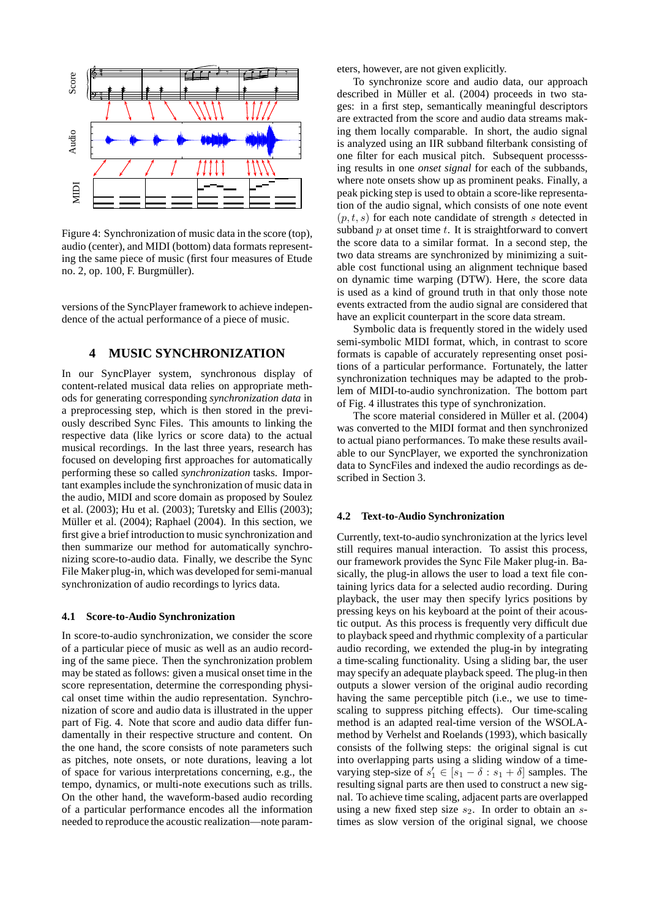Figure 4: Synchronization of music data in the score (top), audio (center), and MIDI (bottom) data formats representing the same piece of music (first four measures of Etude no. 2, op. 100, F. Burgmüller).

versions of the SyncPlayer framework to achieve independence of the actual performance of a piece of music.

## 4 MUSIC SYNCHRONIZATION

In our SyncPlayer system, synchronous display of content-related musical data relies on appropriate methods for generating corresponding *synchronization data* in a preprocessing step, which is then stored in the previously described Sync Files. This amounts to linking the respective data (like lyrics or score data) to the actual musical recordings. In the last three years, research has focused on developing first approaches for automatically performing these so called *synchronization* tasks. Important examples include the synchronization of music data in the audio, MIDI and score domain as proposed by Soulez et al. (2003); Hu et al. (2003); Turetsky and Ellis (2003); Müller et al. (2004); Raphael (2004). In this section, we first give a brief introduction to music synchronization and then summarize our method for automatically synchronizing score-to-audio data. Finally, we describe the Sync File Maker plug-in, which was developed for semi-manual synchronization of audio recordings to lyrics data.

### 4.1 Score-to-Audio Synchronization

In score-to-audio synchronization, we consider the score of a particular piece of music as well as an audio recording of the same piece. Then the synchronization problem may be stated as follows: given a musical onset time in the score representation, determine the corresponding physical onset time within the audio representation. Synchronization of score and audio data is illustrated in the upper part of Fig. 4. Note that score and audio data differ fundamentally in their respective structure and content. On the one hand, the score consists of note parameters such as pitches, note onsets, or note durations, leaving a lot of space for various interpretations concerning, e.g., the tempo, dynamics, or multi-note executions such as trills. On the other hand, the waveform-based audio recording of a particular performance encodes all the information needed to reproduce the acoustic realization—note parameters, however, are not given explicitly.

To synchronize score and audio data, our approach described in Müller et al. (2004) proceeds in two stages: in a first step, semantically meaningful descriptors are extracted from the score and audio data streams making them locally comparable. In short, the audio signal is analyzed using an IIR subband filterbank consisting of one filter for each musical pitch. Subsequent processsing results in one *onset signal* for each of the subbands, where note onsets show up as prominent peaks. Finally, a peak picking step is used to obtain a score-like representation of the audio signal, which consists of one note event $(p, t, s)$ for each note candidate of strength $s$ detected in subband $p$ at onset time $t$. It is straightforward to convert the score data to a similar format. In a second step, the two data streams are synchronized by minimizing a suitable cost functional using an alignment technique based on dynamic time warping (DTW). Here, the score data is used as a kind of ground truth in that only those note events extracted from the audio signal are considered that have an explicit counterpart in the score data stream.

Symbolic data is frequently stored in the widely used semi-symbolic MIDI format, which, in contrast to score formats is capable of accurately representing onset positions of a particular performance. Fortunately, the latter synchronization techniques may be adapted to the problem of MIDI-to-audio synchronization. The bottom part of Fig. 4 illustrates this type of synchronization.

The score material considered in Müller et al. (2004) was converted to the MIDI format and then synchronized to actual piano performances. To make these results available to our SyncPlayer, we exported the synchronization data to SyncFiles and indexed the audio recordings as described in Section 3.

### 4.2 Text-to-Audio Synchronization

Currently, text-to-audio synchronization at the lyrics level still requires manual interaction. To assist this process, our framework provides the Sync File Maker plug-in. Basically, the plug-in allows the user to load a text file containing lyrics data for a selected audio recording. During playback, the user may then specify lyrics positions by pressing keys on his keyboard at the point of their acoustic output. As this process is frequently very difficult due to playback speed and rhythmic complexity of a particular audio recording, we extended the plug-in by integrating a time-scaling functionality. Using a sliding bar, the user may specify an adequate playback speed. The plug-in then outputs a slower version of the original audio recording having the same perceptible pitch (i.e., we use to time-scaling to suppress pitching effects). Our time-scaling method is an adapted real-time version of the WSOLA-method by Verhelst and Roelands (1993), which basically consists of the follwing steps: the original signal is cut into overlapping parts using a sliding window of a time-varying step-size of $s_1' \in [s_1 - \delta : s_1 + \delta]$ samples. The resulting signal parts are then used to construct a new signal. To achieve time scaling, adjacent parts are overlapped using a new fixed step size $s_2$. In order to obtain an $s$-times as slow version of the original signal, we choose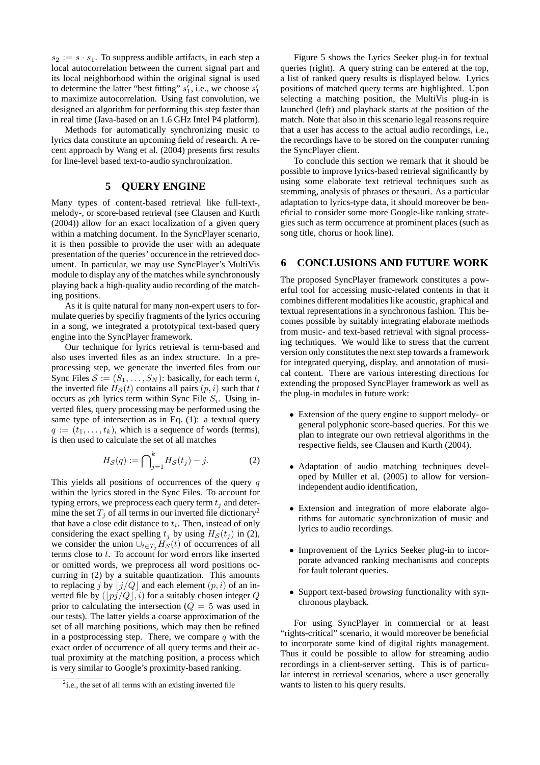$s_2 := s \cdot s_1$. To suppress audible artifacts, in each step a local autocorrelation between the current signal part and its local neighborhood within the original signal is used to determine the latter "best fitting" $s_1'$, i.e., we choose $s_1'$ to maximize autocorrelation. Using fast convolution, we designed an algorithm for performing this step faster than in real time (Java-based on an 1.6 GHz Intel P4 platform).

Methods for automatically synchronizing music to lyrics data constitute an upcoming field of research. A recent approach by Wang et al. (2004) presents first results for line-level based text-to-audio synchronization.

## 5 QUERY ENGINE

Many types of content-based retrieval like full-text-, melody-, or score-based retrieval (see Clausen and Kurth (2004)) allow for an exact localization of a given query within a matching document. In the SyncPlayer scenario, it is then possible to provide the user with an adequate presentation of the queries' occurence in the retrieved document. In particular, we may use SyncPlayer's MultiVis module to display any of the matches while synchronously playing back a high-quality audio recording of the matching positions.

As it is quite natural for many non-expert users to formulate queries by specifiy fragments of the lyrics occuring in a song, we integrated a prototypical text-based query engine into the SyncPlayer framework.

Our technique for lyrics retrieval is term-based and also uses inverted files as an index structure. In a preprocessing step, we generate the inverted files from our Sync Files $\mathcal{S} := (S_1, \ldots, S_N)$: basically, for each term $t$, the inverted file $H_{\mathcal{S}}(t)$ contains all pairs $(p, i)$ such that $t$ occurs as $p$th lyrics term within Sync File $S_i$. Using inverted files, query processing may be performed using the same type of intersection as in Eq. (1): a textual query $q := (t_1, \ldots, t_k)$, which is a sequence of words (terms), is then used to calculate the set of all matches

$$H_{\mathcal{S}}(q) := \bigcap_{j=1}^{k} H_{\mathcal{S}}(t_j) - j. \tag{2}$$

This yields all positions of occurrences of the query $q$ within the lyrics stored in the Sync Files. To account for typing errors, we preprocess each query term $t_j$ and determine the set $T_j$ of all terms in our inverted file dictionary[2] that have a close edit distance to $t_i$. Then, instead of only considering the exact spelling $t_j$ by using $H_{\mathcal{S}}(t_j)$ in (2), we consider the union $\cup_{t \in T_j} H_{\mathcal{S}}(t)$ of occurrences of all terms close to $t$. To account for word errors like inserted or omitted words, we preprocess all word positions occurring in (2) by a suitable quantization. This amounts to replacing $j$ by $\lfloor j/Q \rfloor$ and each element $(p, i)$ of an inverted file by $(\lfloor pj/Q \rfloor, i)$ for a suitably chosen integer $Q$ prior to calculating the intersection ($Q = 5$ was used in our tests). The latter yields a coarse approximation of the set of all matching positions, which may then be refined in a postprocessing step. There, we compare $q$ with the exact order of occurrence of all query terms and their actual proximity at the matching position, a process which is very similar to Google's proximity-based ranking.

[2] i.e., the set of all terms with an existing inverted file

Figure 5 shows the Lyrics Seeker plug-in for textual queries (right). A query string can be entered at the top, a list of ranked query results is displayed below. Lyrics positions of matched query terms are highlighted. Upon selecting a matching position, the MultiVis plug-in is launched (left) and playback starts at the position of the match. Note that also in this scenario legal reasons require that a user has access to the actual audio recordings, i.e., the recordings have to be stored on the computer running the SyncPlayer client.

To conclude this section we remark that it should be possible to improve lyrics-based retrieval significantly by using some elaborate text retrieval techniques such as stemming, analysis of phrases or thesauri. As a particular adaptation to lyrics-type data, it should moreover be beneficial to consider some more Google-like ranking strategies such as term occurrence at prominent places (such as song title, chorus or hook line).

## 6 CONCLUSIONS AND FUTURE WORK

The proposed SyncPlayer framework constitutes a powerful tool for accessing music-related contents in that it combines different modalities like acoustic, graphical and textual representations in a synchronous fashion. This becomes possible by suitably integrating elaborate methods from music- and text-based retrieval with signal processing techniques. We would like to stress that the current version only constitutes the next step towards a framework for integrated querying, display, and annotation of musical content. There are various interesting directions for extending the proposed SyncPlayer framework as well as the plug-in modules in future work:

- Extension of the query engine to support melody- or general polyphonic score-based queries. For this we plan to integrate our own retrieval algorithms in the respective fields, see Clausen and Kurth (2004).
- Adaptation of audio matching techniques developed by Müller et al. (2005) to allow for version-independent audio identification,
- Extension and integration of more elaborate algorithms for automatic synchronization of music and lyrics to audio recordings.
- Improvement of the Lyrics Seeker plug-in to incorporate advanced ranking mechanisms and concepts for fault tolerant queries.
- Support text-based *browsing* functionality with synchronous playback.

For using SyncPlayer in commercial or at least "rights-critical" scenario, it would moreover be beneficial to incorporate some kind of digital rights management. Thus it could be possible to allow for streaming audio recordings in a client-server setting. This is of particular interest in retrieval scenarios, where a user generally wants to listen to his query results.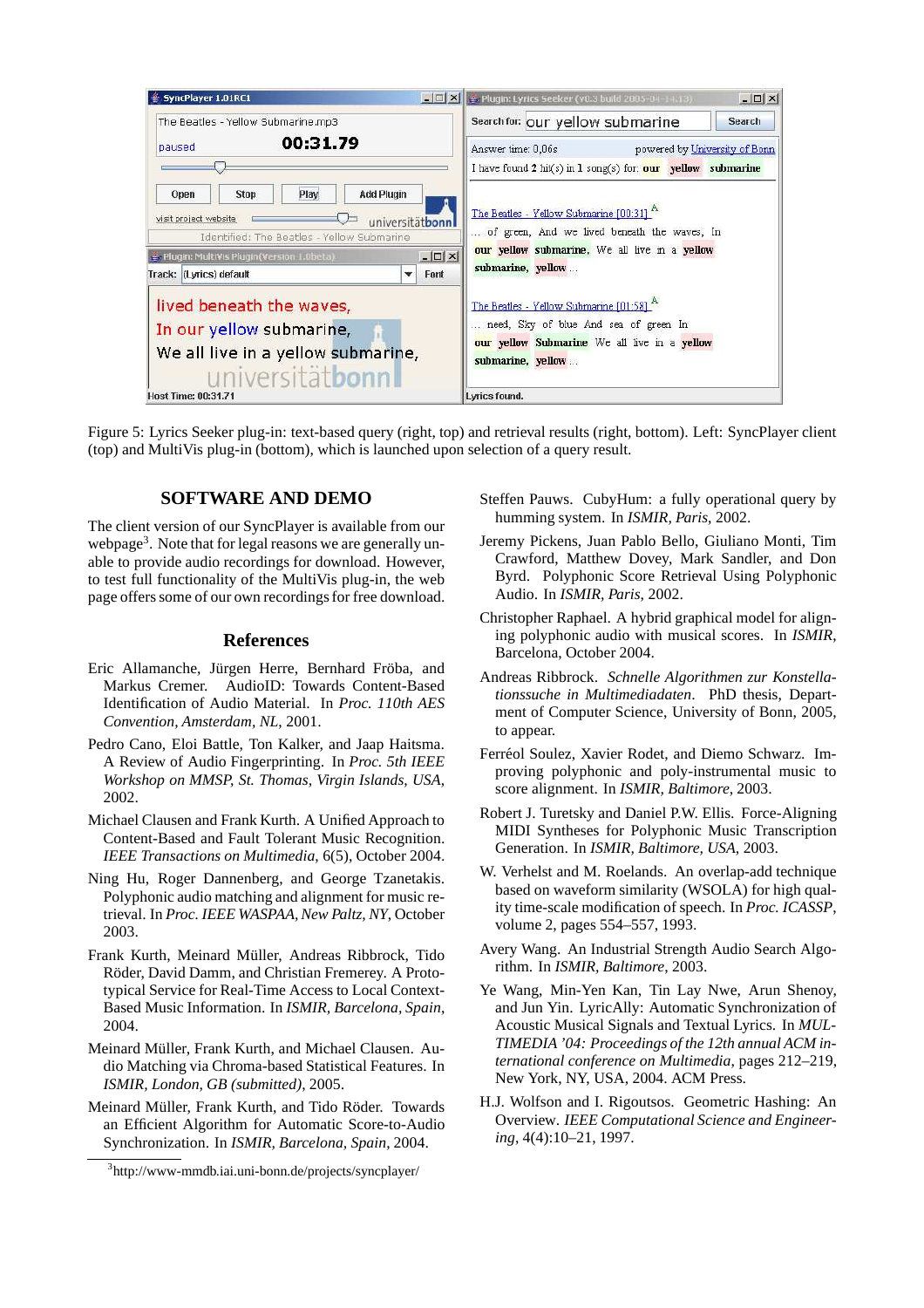Figure 5: Lyrics Seeker plug-in: text-based query (right, top) and retrieval results (right, bottom). Left: SyncPlayer client (top) and MultiVis plug-in (bottom), which is launched upon selection of a query result.

## SOFTWARE AND DEMO

The client version of our SyncPlayer is available from our webpage[3]. Note that for legal reasons we are generally unable to provide audio recordings for download. However, to test full functionality of the MultiVis plug-in, the web page offers some of our own recordings for free download.

## References

Eric Allamanche, Jürgen Herre, Bernhard Fröba, and Markus Cremer. AudioID: Towards Content-Based Identification of Audio Material. In *Proc. 110th AES Convention, Amsterdam, NL*, 2001.

Pedro Cano, Eloi Battle, Ton Kalker, and Jaap Haitsma. A Review of Audio Fingerprinting. In *Proc. 5th IEEE Workshop on MMSP, St. Thomas, Virgin Islands, USA*, 2002.

Michael Clausen and Frank Kurth. A Unified Approach to Content-Based and Fault Tolerant Music Recognition. *IEEE Transactions on Multimedia*, 6(5), October 2004.

Ning Hu, Roger Dannenberg, and George Tzanetakis. Polyphonic audio matching and alignment for music retrieval. In *Proc. IEEE WASPAA, New Paltz, NY*, October 2003.

Frank Kurth, Meinard Müller, Andreas Ribbrock, Tido Röder, David Damm, and Christian Fremerey. A Prototypical Service for Real-Time Access to Local Context-Based Music Information. In *ISMIR, Barcelona, Spain*, 2004.

Meinard Müller, Frank Kurth, and Michael Clausen. Audio Matching via Chroma-based Statistical Features. In *ISMIR, London, GB (submitted)*, 2005.

Meinard Müller, Frank Kurth, and Tido Röder. Towards an Efficient Algorithm for Automatic Score-to-Audio Synchronization. In *ISMIR, Barcelona, Spain*, 2004.

Steffen Pauws. CubyHum: a fully operational query by humming system. In *ISMIR, Paris*, 2002.

Jeremy Pickens, Juan Pablo Bello, Giuliano Monti, Tim Crawford, Matthew Dovey, Mark Sandler, and Don Byrd. Polyphonic Score Retrieval Using Polyphonic Audio. In *ISMIR, Paris*, 2002.

Christopher Raphael. A hybrid graphical model for aligning polyphonic audio with musical scores. In *ISMIR*, Barcelona, October 2004.

Andreas Ribbrock. *Schnelle Algorithmen zur Konstellationssuche in Multimediadaten*. PhD thesis, Department of Computer Science, University of Bonn, 2005, to appear.

Ferréol Soulez, Xavier Rodet, and Diemo Schwarz. Improving polyphonic and poly-instrumental music to score alignment. In *ISMIR, Baltimore*, 2003.

Robert J. Turetsky and Daniel P.W. Ellis. Force-Aligning MIDI Syntheses for Polyphonic Music Transcription Generation. In *ISMIR, Baltimore, USA*, 2003.

W. Verhelst and M. Roelands. An overlap-add technique based on waveform similarity (WSOLA) for high quality time-scale modification of speech. In *Proc. ICASSP*, volume 2, pages 554–557, 1993.

Avery Wang. An Industrial Strength Audio Search Algorithm. In *ISMIR, Baltimore*, 2003.

Ye Wang, Min-Yen Kan, Tin Lay Nwe, Arun Shenoy, and Jun Yin. LyricAlly: Automatic Synchronization of Acoustic Musical Signals and Textual Lyrics. In *MULTIMEDIA '04: Proceedings of the 12th annual ACM international conference on Multimedia*, pages 212–219, New York, NY, USA, 2004. ACM Press.

H.J. Wolfson and I. Rigoutsos. Geometric Hashing: An Overview. *IEEE Computational Science and Engineering*, 4(4):10–21, 1997.

[3] http://www-mmdb.iai.uni-bonn.de/projects/syncplayer/